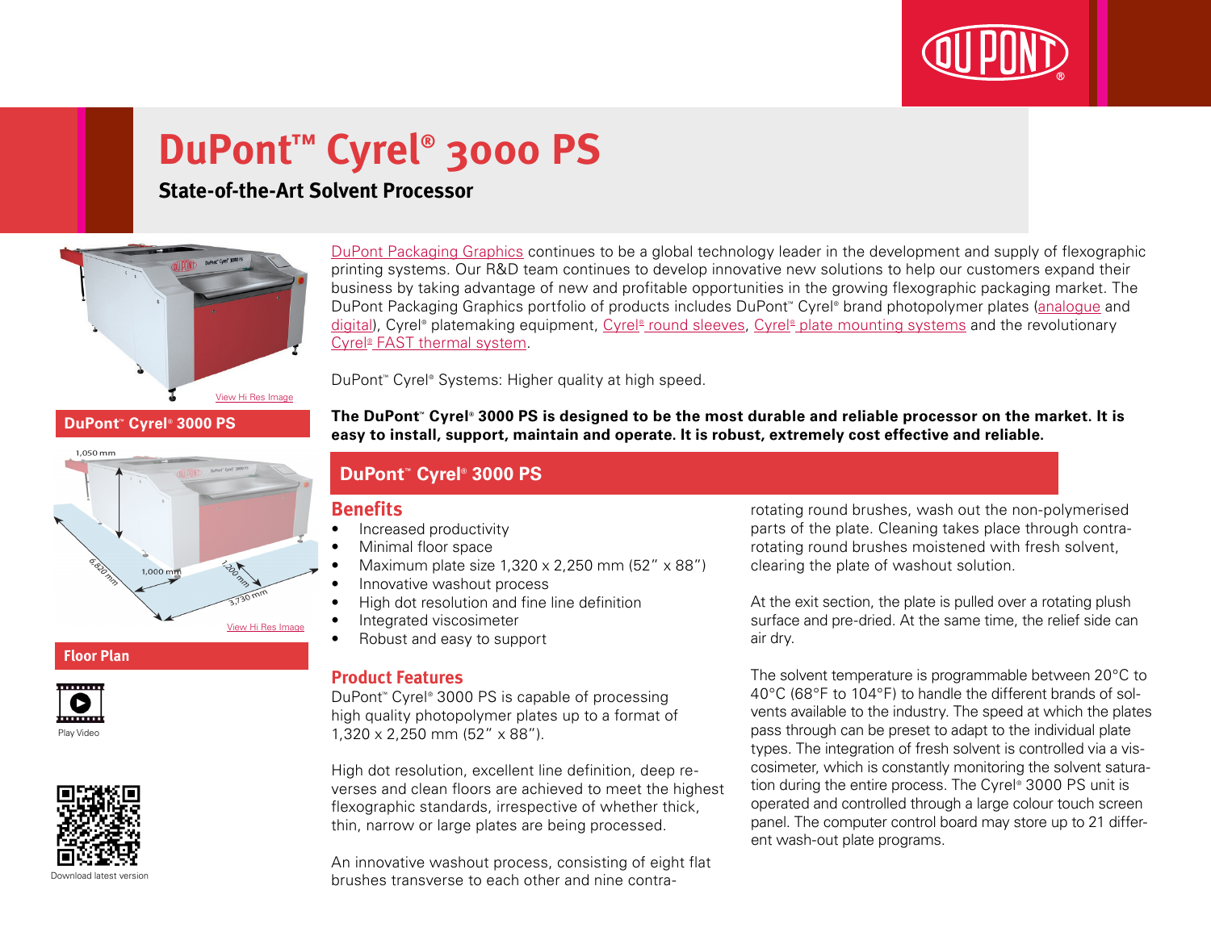# DuPont™ Cyrel® 3000 PS

## State-of-the-Art Solvent Processor

View Hi Res Image

**DuPont™ Cyrel® 3000 PS**

1,050 mm

1,000 mm

6,820 mm

1,200 mm

3,730 mm

View Hi Res Image

**Floor Plan**

Play Video

Download latest version

DuPont Packaging Graphics continues to be a global technology leader in the development and supply of flexographic printing systems. Our R&D team continues to develop innovative new solutions to help our customers expand their business by taking advantage of new and profitable opportunities in the growing flexographic packaging market. The DuPont Packaging Graphics portfolio of products includes DuPont™ Cyrel® brand photopolymer plates (analogue and digital), Cyrel® platemaking equipment, Cyrel® round sleeves, Cyrel® plate mounting systems and the revolutionary Cyrel® FAST thermal system.

DuPont™ Cyrel® Systems: Higher quality at high speed.

**The DuPont™ Cyrel® 3000 PS is designed to be the most durable and reliable processor on the market. It is easy to install, support, maintain and operate. It is robust, extremely cost effective and reliable.**

## DuPont™ Cyrel® 3000 PS

### Benefits

- Increased productivity
- Minimal floor space
- Maximum plate size 1,320 x 2,250 mm (52" x 88")
- Innovative washout process
- High dot resolution and fine line definition
- Integrated viscosimeter
- Robust and easy to support

### Product Features

DuPont™ Cyrel® 3000 PS is capable of processing high quality photopolymer plates up to a format of 1,320 x 2,250 mm (52" x 88").

High dot resolution, excellent line definition, deep reverses and clean floors are achieved to meet the highest flexographic standards, irrespective of whether thick, thin, narrow or large plates are being processed.

An innovative washout process, consisting of eight flat brushes transverse to each other and nine contra-rotating round brushes, wash out the non-polymerised parts of the plate. Cleaning takes place through contra-rotating round brushes moistened with fresh solvent, clearing the plate of washout solution.

At the exit section, the plate is pulled over a rotating plush surface and pre-dried. At the same time, the relief side can air dry.

The solvent temperature is programmable between 20°C to 40°C (68°F to 104°F) to handle the different brands of solvents available to the industry. The speed at which the plates pass through can be preset to adapt to the individual plate types. The integration of fresh solvent is controlled via a viscosimeter, which is constantly monitoring the solvent saturation during the entire process. The Cyrel® 3000 PS unit is operated and controlled through a large colour touch screen panel. The computer control board may store up to 21 different wash-out plate programs.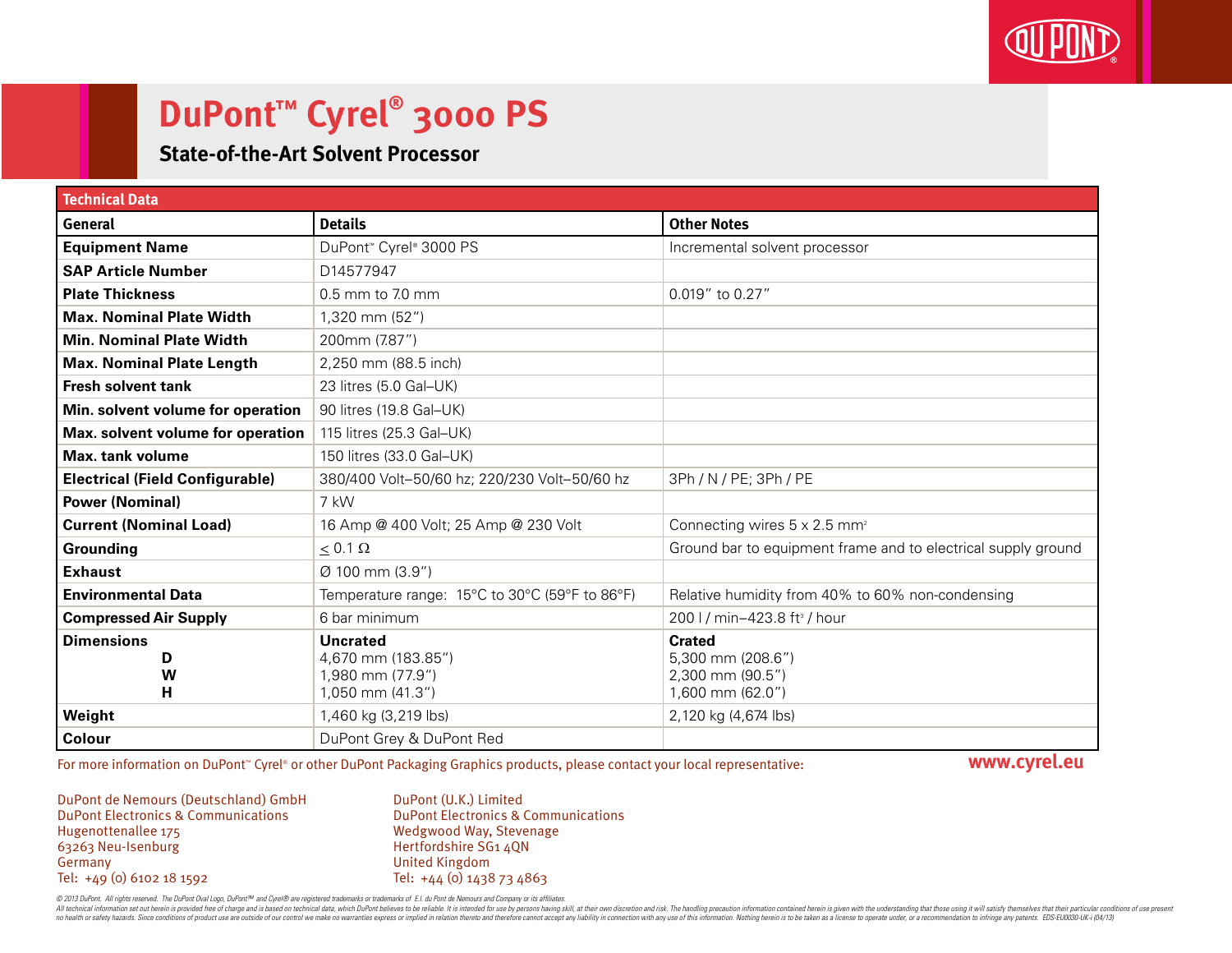# DuPont™ Cyrel® 3000 PS

## State-of-the-Art Solvent Processor

| Technical Data | | |
|---|---|---|
| **General** | **Details** | **Other Notes** |
| **Equipment Name** | DuPont™ Cyrel® 3000 PS | Incremental solvent processor |
| **SAP Article Number** | D14577947 | |
| **Plate Thickness** | 0.5 mm to 7.0 mm | 0.019" to 0.27" |
| **Max. Nominal Plate Width** | 1,320 mm (52") | |
| **Min. Nominal Plate Width** | 200mm (7.87") | |
| **Max. Nominal Plate Length** | 2,250 mm (88.5 inch) | |
| **Fresh solvent tank** | 23 litres (5.0 Gal–UK) | |
| **Min. solvent volume for operation** | 90 litres (19.8 Gal–UK) | |
| **Max. solvent volume for operation** | 115 litres (25.3 Gal–UK) | |
| **Max. tank volume** | 150 litres (33.0 Gal–UK) | |
| **Electrical (Field Configurable)** | 380/400 Volt–50/60 hz; 220/230 Volt–50/60 hz | 3Ph / N / PE; 3Ph / PE |
| **Power (Nominal)** | 7 kW | |
| **Current (Nominal Load)** | 16 Amp @ 400 Volt; 25 Amp @ 230 Volt | Connecting wires 5 x 2.5 $mm^2$ |
| **Grounding** | $\leq$ 0.1 Ω | Ground bar to equipment frame and to electrical supply ground |
| **Exhaust** | Ø 100 mm (3.9") | |
| **Environmental Data** | Temperature range: 15°C to 30°C (59°F to 86°F) | Relative humidity from 40% to 60% non-condensing |
| **Compressed Air Supply** | 6 bar minimum | 200 l / min–423.8 $ft^3$ / hour |
| **Dimensions** | **Uncrated** | **Crated** |
| **D** | 4,670 mm (183.85") | 5,300 mm (208.6") |
| **W** | 1,980 mm (77.9") | 2,300 mm (90.5") |
| **H** | 1,050 mm (41.3") | 1,600 mm (62.0") |
| **Weight** | 1,460 kg (3,219 lbs) | 2,120 kg (4,674 lbs) |
| **Colour** | DuPont Grey & DuPont Red | |

For more information on DuPont™ Cyrel® or other DuPont Packaging Graphics products, please contact your local representative:

**www.cyrel.eu**

DuPont de Nemours (Deutschland) GmbH
DuPont Electronics & Communications
Hugenottenallee 175
63263 Neu-Isenburg
Germany
Tel: +49 (0) 6102 18 1592

DuPont (U.K.) Limited
DuPont Electronics & Communications
Wedgwood Way, Stevenage
Hertfordshire SG1 4QN
United Kingdom
Tel: +44 (0) 1438 73 4863

*© 2013 DuPont. All rights reserved. The DuPont Oval Logo, DuPont™ and Cyrel® are registered trademarks or trademarks of E.I. du Pont de Nemours and Company or its affiliates.*
*All technical information set out herein is provided free of charge and is based on technical data, which DuPont believes to be reliable. It is intended for use by persons having skill, at their own discretion and risk. The handling precaution information contained herein is given with the understanding that those using it will satisfy themselves that their particular conditions of use present no health or safety hazards. Since conditions of product use are outside of our control we make no warranties express or implied in relation thereto and therefore cannot accept any liability in connection with any use of this information. Nothing herein is to be taken as a license to operate under, or a recommendation to infringe any patents. EDS-EU0030-UK-i (04/13)*